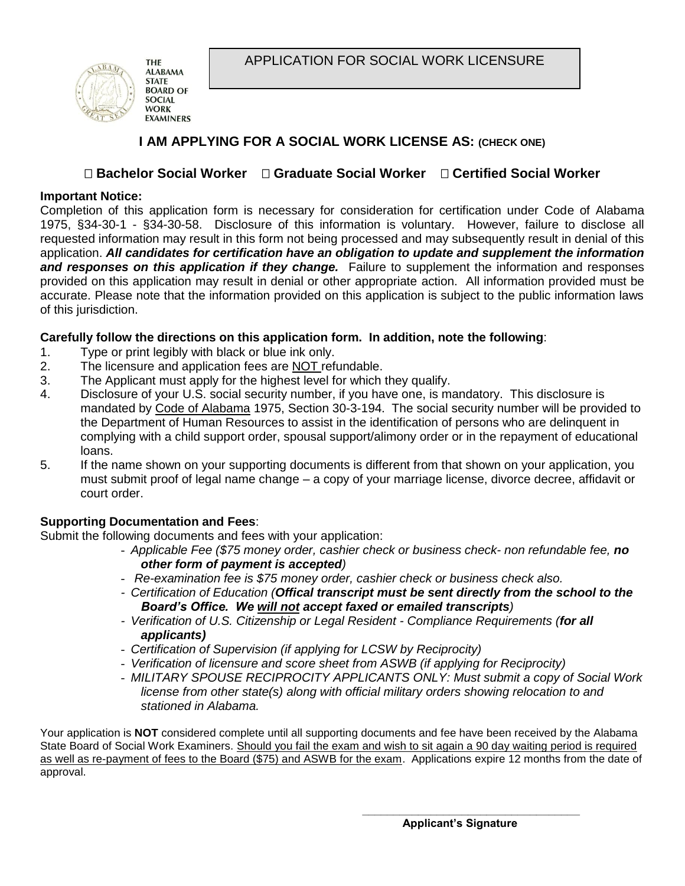THE ALABAMA STATE BOARD OF SOCIAL WORK EXAMINERS

# APPLICATION FOR SOCIAL WORK LICENSURE

## I AM APPLYING FOR A SOCIAL WORK LICENSE AS: (CHECK ONE)

☐ **Bachelor Social Worker** ☐ **Graduate Social Worker** ☐ **Certified Social Worker**

**Important Notice:**

Completion of this application form is necessary for consideration for certification under Code of Alabama 1975, §34-30-1 - §34-30-58. Disclosure of this information is voluntary. However, failure to disclose all requested information may result in this form not being processed and may subsequently result in denial of this application. ***All candidates for certification have an obligation to update and supplement the information and responses on this application if they change.*** Failure to supplement the information and responses provided on this application may result in denial or other appropriate action. All information provided must be accurate. Please note that the information provided on this application is subject to the public information laws of this jurisdiction.

**Carefully follow the directions on this application form. In addition, note the following**:

1. Type or print legibly with black or blue ink only.
2. The licensure and application fees are NOT refundable.
3. The Applicant must apply for the highest level for which they qualify.
4. Disclosure of your U.S. social security number, if you have one, is mandatory. This disclosure is mandated by Code of Alabama 1975, Section 30-3-194. The social security number will be provided to the Department of Human Resources to assist in the identification of persons who are delinquent in complying with a child support order, spousal support/alimony order or in the repayment of educational loans.
5. If the name shown on your supporting documents is different from that shown on your application, you must submit proof of legal name change – a copy of your marriage license, divorce decree, affidavit or court order.

**Supporting Documentation and Fees**:

Submit the following documents and fees with your application:

- *Applicable Fee ($75 money order, cashier check or business check- non refundable fee, **no other form of payment is accepted**)*
- *Re-examination fee is $75 money order, cashier check or business check also.*
- *Certification of Education (**Offical transcript must be sent directly from the school to the Board's Office. We will not accept faxed or emailed transcripts**)*
- *Verification of U.S. Citizenship or Legal Resident - Compliance Requirements (**for all applicants)***
- *Certification of Supervision (if applying for LCSW by Reciprocity)*
- *Verification of licensure and score sheet from ASWB (if applying for Reciprocity)*
- *MILITARY SPOUSE RECIPROCITY APPLICANTS ONLY: Must submit a copy of Social Work license from other state(s) along with official military orders showing relocation to and stationed in Alabama.*

Your application is **NOT** considered complete until all supporting documents and fee have been received by the Alabama State Board of Social Work Examiners. Should you fail the exam and wish to sit again a 90 day waiting period is required as well as re-payment of fees to the Board ($75) and ASWB for the exam. Applications expire 12 months from the date of approval.

\_\_\_\_\_\_\_\_\_\_\_\_\_\_\_\_\_\_\_\_\_\_\_\_\_\_\_\_\_\_\_\_\_\_\_\_\_

**Applicant's Signature**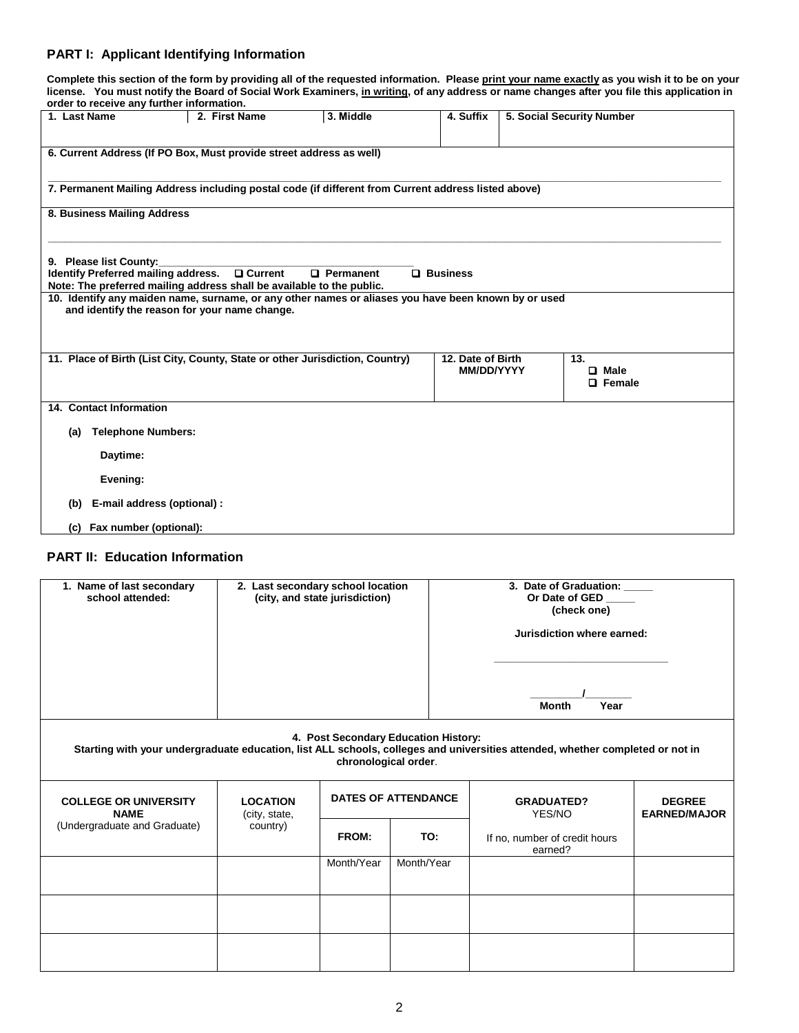## PART I: Applicant Identifying Information

**Complete this section of the form by providing all of the requested information. Please print your name exactly as you wish it to be on your license. You must notify the Board of Social Work Examiners, in writing, of any address or name changes after you file this application in order to receive any further information.**

| 1. Last Name | 2. First Name | 3. Middle | 4. Suffix | 5. Social Security Number |
|---|---|---|---|---|
| | | | | |

**6. Current Address (If PO Box, Must provide street address as well)**

______________________________________________________________________________

**7. Permanent Mailing Address including postal code (if different from Current address listed above)**

**8. Business Mailing Address**

______________________________________________________________________________

**9. Please list County:**______________________________________________

**Identify Preferred mailing address.** ☐ **Current** ☐ **Permanent** ☐ **Business**

**Note: The preferred mailing address shall be available to the public.**

**10. Identify any maiden name, surname, or any other names or aliases you have been known by or used and identify the reason for your name change.**

| 11. Place of Birth (List City, County, State or other Jurisdiction, Country) | 12. Date of Birth MM/DD/YYYY | 13. ☐ Male ☐ Female |
|---|---|---|
| | | |

**14. Contact Information**

**(a) Telephone Numbers:**

**Daytime:**

**Evening:**

**(b) E-mail address (optional) :**

**(c) Fax number (optional):**

## PART II: Education Information

| 1. Name of last secondary school attended: | 2. Last secondary school location (city, and state jurisdiction) | 3. Date of Graduation: _____ Or Date of GED _____ (check one) Jurisdiction where earned: ____________________ _________/________ Month Year |
|---|---|---|
| | | |

**4. Post Secondary Education History:**
**Starting with your undergraduate education, list ALL schools, colleges and universities attended, whether completed or not in chronological order.**

| COLLEGE OR UNIVERSITY NAME (Undergraduate and Graduate) | LOCATION (city, state, country) | DATES OF ATTENDANCE | | GRADUATED? YES/NO If no, number of credit hours earned? | DEGREE EARNED/MAJOR |
|---|---|---|---|---|---|
| | | FROM: | TO: | | |
| | | Month/Year | Month/Year | | |
| | | | | | |
| | | | | | |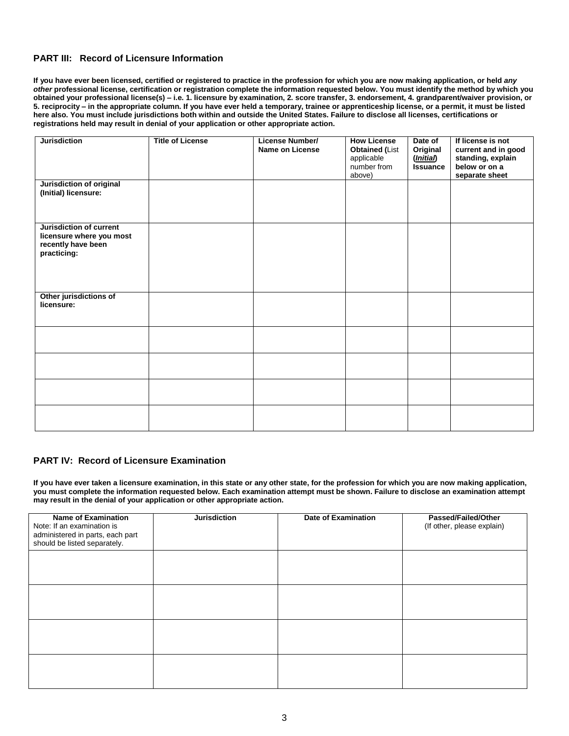## PART III: Record of Licensure Information

**If you have ever been licensed, certified or registered to practice in the profession for which you are now making application, or held *any other* professional license, certification or registration complete the information requested below. You must identify the method by which you obtained your professional license(s) – i.e. 1. licensure by examination, 2. score transfer, 3. endorsement, 4. grandparent/waiver provision, or 5. reciprocity – in the appropriate column. If you have ever held a temporary, trainee or apprenticeship license, or a permit, it must be listed here also. You must include jurisdictions both within and outside the United States. Failure to disclose all licenses, certifications or registrations held may result in denial of your application or other appropriate action.**

| **Jurisdiction** | **Title of License** | **License Number/ Name on License** | **How License Obtained** (List applicable number from above) | **Date of Original (*Initial*) Issuance** | **If license is not current and in good standing, explain below or on a separate sheet** |
|---|---|---|---|---|---|
| **Jurisdiction of original (Initial) licensure:** | | | | | |
| **Jurisdiction of current licensure where you most recently have been practicing:** | | | | | |
| **Other jurisdictions of licensure:** | | | | | |
| | | | | | |
| | | | | | |
| | | | | | |
| | | | | | |

## PART IV: Record of Licensure Examination

**If you have ever taken a licensure examination, in this state or any other state, for the profession for which you are now making application, you must complete the information requested below. Each examination attempt must be shown. Failure to disclose an examination attempt may result in the denial of your application or other appropriate action.**

| **Name of Examination** Note: If an examination is administered in parts, each part should be listed separately. | **Jurisdiction** | **Date of Examination** | **Passed/Failed/Other** (If other, please explain) |
|---|---|---|---|
| | | | |
| | | | |
| | | | |
| | | | |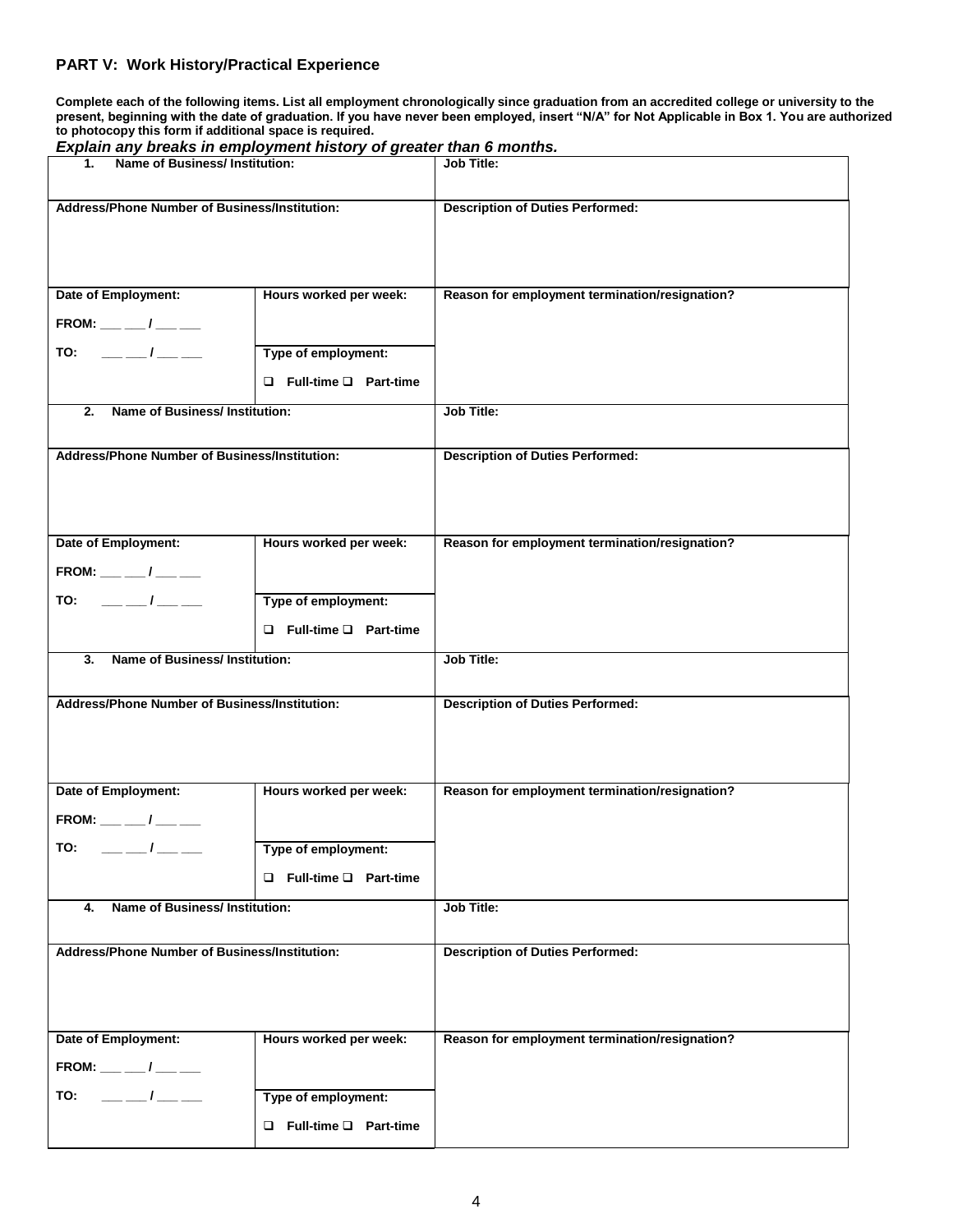## PART V: Work History/Practical Experience

**Complete each of the following items. List all employment chronologically since graduation from an accredited college or university to the present, beginning with the date of graduation. If you have never been employed, insert "N/A" for Not Applicable in Box 1. You are authorized to photocopy this form if additional space is required.**

***Explain any breaks in employment history of greater than 6 months.***

| **1. Name of Business/ Institution:** | | **Job Title:** |
|---|---|---|
| **Address/Phone Number of Business/Institution:** | | **Description of Duties Performed:** |
| **Date of Employment:** FROM: ___ ___ / ___ ___ TO: ___ ___ / ___ ___ | **Hours worked per week:** **Type of employment:** ❑ Full-time ❑ Part-time | **Reason for employment termination/resignation?** |
| **2. Name of Business/ Institution:** | | **Job Title:** |
| **Address/Phone Number of Business/Institution:** | | **Description of Duties Performed:** |
| **Date of Employment:** FROM: ___ ___ / ___ ___ TO: ___ ___ / ___ ___ | **Hours worked per week:** **Type of employment:** ❑ Full-time ❑ Part-time | **Reason for employment termination/resignation?** |
| **3. Name of Business/ Institution:** | | **Job Title:** |
| **Address/Phone Number of Business/Institution:** | | **Description of Duties Performed:** |
| **Date of Employment:** FROM: ___ ___ / ___ ___ TO: ___ ___ / ___ ___ | **Hours worked per week:** **Type of employment:** ❑ Full-time ❑ Part-time | **Reason for employment termination/resignation?** |
| **4. Name of Business/ Institution:** | | **Job Title:** |
| **Address/Phone Number of Business/Institution:** | | **Description of Duties Performed:** |
| **Date of Employment:** FROM: ___ ___ / ___ ___ TO: ___ ___ / ___ ___ | **Hours worked per week:** **Type of employment:** ❑ Full-time ❑ Part-time | **Reason for employment termination/resignation?** |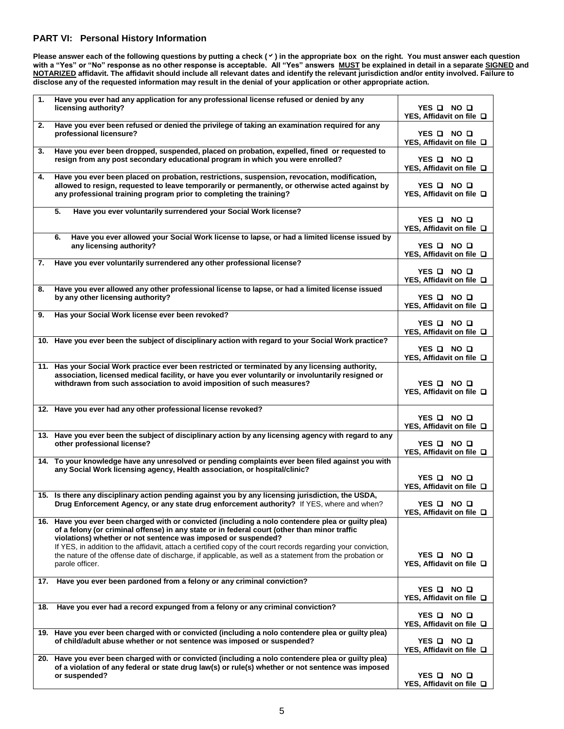## PART VI: Personal History Information

**Please answer each of the following questions by putting a check (✓) in the appropriate box on the right. You must answer each question with a "Yes" or "No" response as no other response is acceptable. All "Yes" answers MUST be explained in detail in a separate SIGNED and NOTARIZED affidavit. The affidavit should include all relevant dates and identify the relevant jurisdiction and/or entity involved. Failure to disclose any of the requested information may result in the denial of your application or other appropriate action.**

| Question | Response |
|---|---|
| **1. Have you ever had any application for any professional license refused or denied by any licensing authority?** | **YES ☐ NO ☐ YES, Affidavit on file ☐** |
| **2. Have you ever been refused or denied the privilege of taking an examination required for any professional licensure?** | **YES ☐ NO ☐ YES, Affidavit on file ☐** |
| **3. Have you ever been dropped, suspended, placed on probation, expelled, fined or requested to resign from any post secondary educational program in which you were enrolled?** | **YES ☐ NO ☐ YES, Affidavit on file ☐** |
| **4. Have you ever been placed on probation, restrictions, suspension, revocation, modification, allowed to resign, requested to leave temporarily or permanently, or otherwise acted against by any professional training program prior to completing the training?** | **YES ☐ NO ☐ YES, Affidavit on file ☐** |
| **5. Have you ever voluntarily surrendered your Social Work license?** | **YES ☐ NO ☐ YES, Affidavit on file ☐** |
| **6. Have you ever allowed your Social Work license to lapse, or had a limited license issued by any licensing authority?** | **YES ☐ NO ☐ YES, Affidavit on file ☐** |
| **7. Have you ever voluntarily surrendered any other professional license?** | **YES ☐ NO ☐ YES, Affidavit on file ☐** |
| **8. Have you ever allowed any other professional license to lapse, or had a limited license issued by any other licensing authority?** | **YES ☐ NO ☐ YES, Affidavit on file ☐** |
| **9. Has your Social Work license ever been revoked?** | **YES ☐ NO ☐ YES, Affidavit on file ☐** |
| **10. Have you ever been the subject of disciplinary action with regard to your Social Work practice?** | **YES ☐ NO ☐ YES, Affidavit on file ☐** |
| **11. Has your Social Work practice ever been restricted or terminated by any licensing authority, association, licensed medical facility, or have you ever voluntarily or involuntarily resigned or withdrawn from such association to avoid imposition of such measures?** | **YES ☐ NO ☐ YES, Affidavit on file ☐** |
| **12. Have you ever had any other professional license revoked?** | **YES ☐ NO ☐ YES, Affidavit on file ☐** |
| **13. Have you ever been the subject of disciplinary action by any licensing agency with regard to any other professional license?** | **YES ☐ NO ☐ YES, Affidavit on file ☐** |
| **14. To your knowledge have any unresolved or pending complaints ever been filed against you with any Social Work licensing agency, Health association, or hospital/clinic?** | **YES ☐ NO ☐ YES, Affidavit on file ☐** |
| **15. Is there any disciplinary action pending against you by any licensing jurisdiction, the USDA, Drug Enforcement Agency, or any state drug enforcement authority?** If YES, where and when? | **YES ☐ NO ☐ YES, Affidavit on file ☐** |
| **16. Have you ever been charged with or convicted (including a nolo contendere plea or guilty plea) of a felony (or criminal offense) in any state or in federal court (other than minor traffic violations) whether or not sentence was imposed or suspended?** If YES, in addition to the affidavit, attach a certified copy of the court records regarding your conviction, the nature of the offense date of discharge, if applicable, as well as a statement from the probation or parole officer. | **YES ☐ NO ☐ YES, Affidavit on file ☐** |
| **17. Have you ever been pardoned from a felony or any criminal conviction?** | **YES ☐ NO ☐ YES, Affidavit on file ☐** |
| **18. Have you ever had a record expunged from a felony or any criminal conviction?** | **YES ☐ NO ☐ YES, Affidavit on file ☐** |
| **19. Have you ever been charged with or convicted (including a nolo contendere plea or guilty plea) of child/adult abuse whether or not sentence was imposed or suspended?** | **YES ☐ NO ☐ YES, Affidavit on file ☐** |
| **20. Have you ever been charged with or convicted (including a nolo contendere plea or guilty plea) of a violation of any federal or state drug law(s) or rule(s) whether or not sentence was imposed or suspended?** | **YES ☐ NO ☐ YES, Affidavit on file ☐** |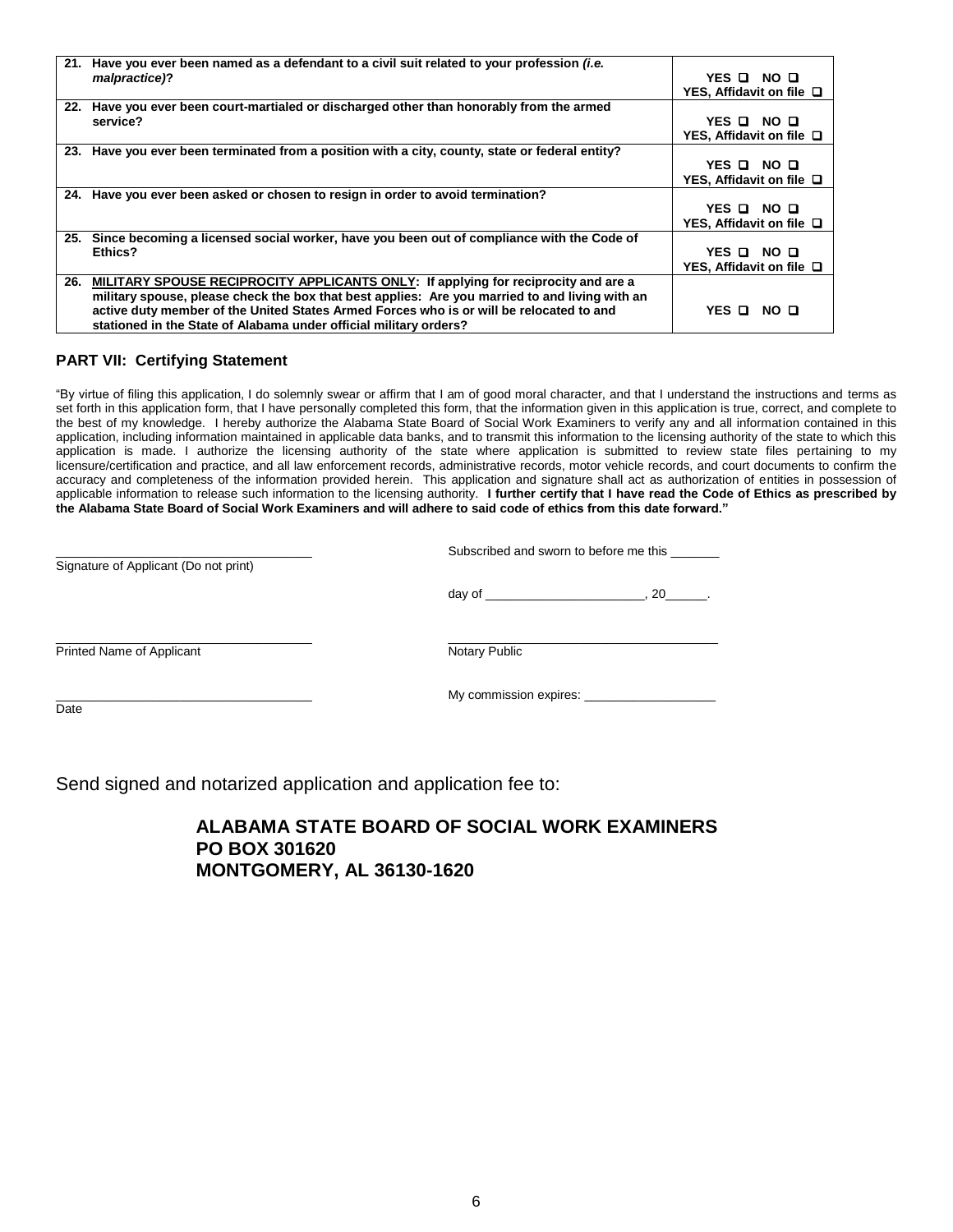| | | |
|---|---|---|
| **21.** | **Have you ever been named as a defendant to a civil suit related to your profession *(i.e. malpractice)*?** | **YES ❑ NO ❑ YES, Affidavit on file ❑** |
| **22.** | **Have you ever been court-martialed or discharged other than honorably from the armed service?** | **YES ❑ NO ❑ YES, Affidavit on file ❑** |
| **23.** | **Have you ever been terminated from a position with a city, county, state or federal entity?** | **YES ❑ NO ❑ YES, Affidavit on file ❑** |
| **24.** | **Have you ever been asked or chosen to resign in order to avoid termination?** | **YES ❑ NO ❑ YES, Affidavit on file ❑** |
| **25.** | **Since becoming a licensed social worker, have you been out of compliance with the Code of Ethics?** | **YES ❑ NO ❑ YES, Affidavit on file ❑** |
| **26.** | **<u>MILITARY SPOUSE RECIPROCITY APPLICANTS ONLY</u>: If applying for reciprocity and are a military spouse, please check the box that best applies: Are you married to and living with an active duty member of the United States Armed Forces who is or will be relocated to and stationed in the State of Alabama under official military orders?** | **YES ❑ NO ❑** |

### PART VII: Certifying Statement

"By virtue of filing this application, I do solemnly swear or affirm that I am of good moral character, and that I understand the instructions and terms as set forth in this application form, that I have personally completed this form, that the information given in this application is true, correct, and complete to the best of my knowledge. I hereby authorize the Alabama State Board of Social Work Examiners to verify any and all information contained in this application, including information maintained in applicable data banks, and to transmit this information to the licensing authority of the state to which this application is made. I authorize the licensing authority of the state where application is submitted to review state files pertaining to my licensure/certification and practice, and all law enforcement records, administrative records, motor vehicle records, and court documents to confirm the accuracy and completeness of the information provided herein. This application and signature shall act as authorization of entities in possession of applicable information to release such information to the licensing authority. **I further certify that I have read the Code of Ethics as prescribed by the Alabama State Board of Social Work Examiners and will adhere to said code of ethics from this date forward."**

\_\_\_\_\_\_\_\_\_\_\_\_\_\_\_\_\_\_\_\_\_\_\_\_\_\_\_\_\_\_\_\_\_\_
Signature of Applicant (Do not print)

Subscribed and sworn to before me this \_\_\_\_\_\_\_

day of \_\_\_\_\_\_\_\_\_\_\_\_\_\_\_\_\_\_\_\_\_\_, 20\_\_\_\_\_\_.

\_\_\_\_\_\_\_\_\_\_\_\_\_\_\_\_\_\_\_\_\_\_\_\_\_\_\_\_\_\_\_\_\_\_
Printed Name of Applicant

\_\_\_\_\_\_\_\_\_\_\_\_\_\_\_\_\_\_\_\_\_\_\_\_\_\_\_\_\_\_\_\_\_\_
Notary Public

\_\_\_\_\_\_\_\_\_\_\_\_\_\_\_\_\_\_\_\_\_\_\_\_\_\_\_\_\_\_\_\_\_\_
Date

My commission expires: \_\_\_\_\_\_\_\_\_\_\_\_\_\_\_\_\_\_

Send signed and notarized application and application fee to:

**ALABAMA STATE BOARD OF SOCIAL WORK EXAMINERS**
**PO BOX 301620**
**MONTGOMERY, AL 36130-1620**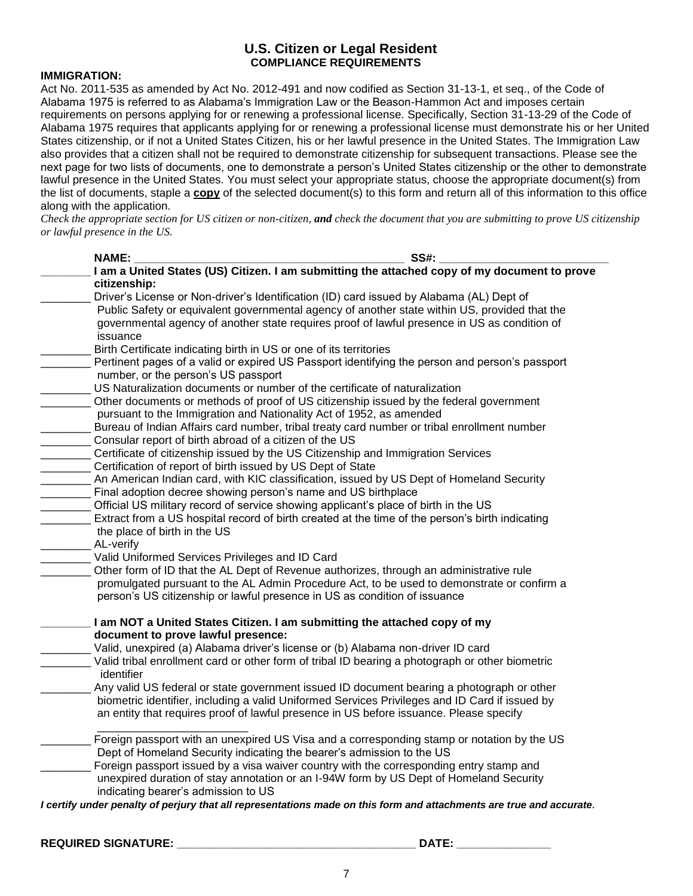# U.S. Citizen or Legal Resident
## COMPLIANCE REQUIREMENTS

**IMMIGRATION:**

Act No. 2011-535 as amended by Act No. 2012-491 and now codified as Section 31-13-1, et seq., of the Code of Alabama 1975 is referred to as Alabama's Immigration Law or the Beason-Hammon Act and imposes certain requirements on persons applying for or renewing a professional license. Specifically, Section 31-13-29 of the Code of Alabama 1975 requires that applicants applying for or renewing a professional license must demonstrate his or her United States citizenship, or if not a United States Citizen, his or her lawful presence in the United States. The Immigration Law also provides that a citizen shall not be required to demonstrate citizenship for subsequent transactions. Please see the next page for two lists of documents, one to demonstrate a person's United States citizenship or the other to demonstrate lawful presence in the United States. You must select your appropriate status, choose the appropriate document(s) from the list of documents, staple a **copy** of the selected document(s) to this form and return all of this information to this office along with the application.

*Check the appropriate section for US citizen or non-citizen, **and** check the document that you are submitting to prove US citizenship or lawful presence in the US.*

**NAME:** ____________________________________________ **SS#:** ___________________________

________ **I am a United States (US) Citizen. I am submitting the attached copy of my document to prove citizenship:**

________ Driver's License or Non-driver's Identification (ID) card issued by Alabama (AL) Dept of Public Safety or equivalent governmental agency of another state within US, provided that the governmental agency of another state requires proof of lawful presence in US as condition of issuance

________ Birth Certificate indicating birth in US or one of its territories

________ Pertinent pages of a valid or expired US Passport identifying the person and person's passport number, or the person's US passport

________ US Naturalization documents or number of the certificate of naturalization

________ Other documents or methods of proof of US citizenship issued by the federal government pursuant to the Immigration and Nationality Act of 1952, as amended

________ Bureau of Indian Affairs card number, tribal treaty card number or tribal enrollment number

________ Consular report of birth abroad of a citizen of the US

________ Certificate of citizenship issued by the US Citizenship and Immigration Services

________ Certification of report of birth issued by US Dept of State

________ An American Indian card, with KIC classification, issued by US Dept of Homeland Security

________ Final adoption decree showing person's name and US birthplace

________ Official US military record of service showing applicant's place of birth in the US

________ Extract from a US hospital record of birth created at the time of the person's birth indicating the place of birth in the US

________ AL-verify

________ Valid Uniformed Services Privileges and ID Card

________ Other form of ID that the AL Dept of Revenue authorizes, through an administrative rule promulgated pursuant to the AL Admin Procedure Act, to be used to demonstrate or confirm a person's US citizenship or lawful presence in US as condition of issuance

________ **I am NOT a United States Citizen. I am submitting the attached copy of my document to prove lawful presence:**

________ Valid, unexpired (a) Alabama driver's license or (b) Alabama non-driver ID card

________ Valid tribal enrollment card or other form of tribal ID bearing a photograph or other biometric identifier

________ Any valid US federal or state government issued ID document bearing a photograph or other biometric identifier, including a valid Uniformed Services Privileges and ID Card if issued by an entity that requires proof of lawful presence in US before issuance. Please specify ________________________

________ Foreign passport with an unexpired US Visa and a corresponding stamp or notation by the US Dept of Homeland Security indicating the bearer's admission to the US

________ Foreign passport issued by a visa waiver country with the corresponding entry stamp and unexpired duration of stay annotation or an I-94W form by US Dept of Homeland Security indicating bearer's admission to US

***I certify under penalty of perjury that all representations made on this form and attachments are true and accurate.***

**REQUIRED SIGNATURE:** ______________________________________ **DATE:** _______________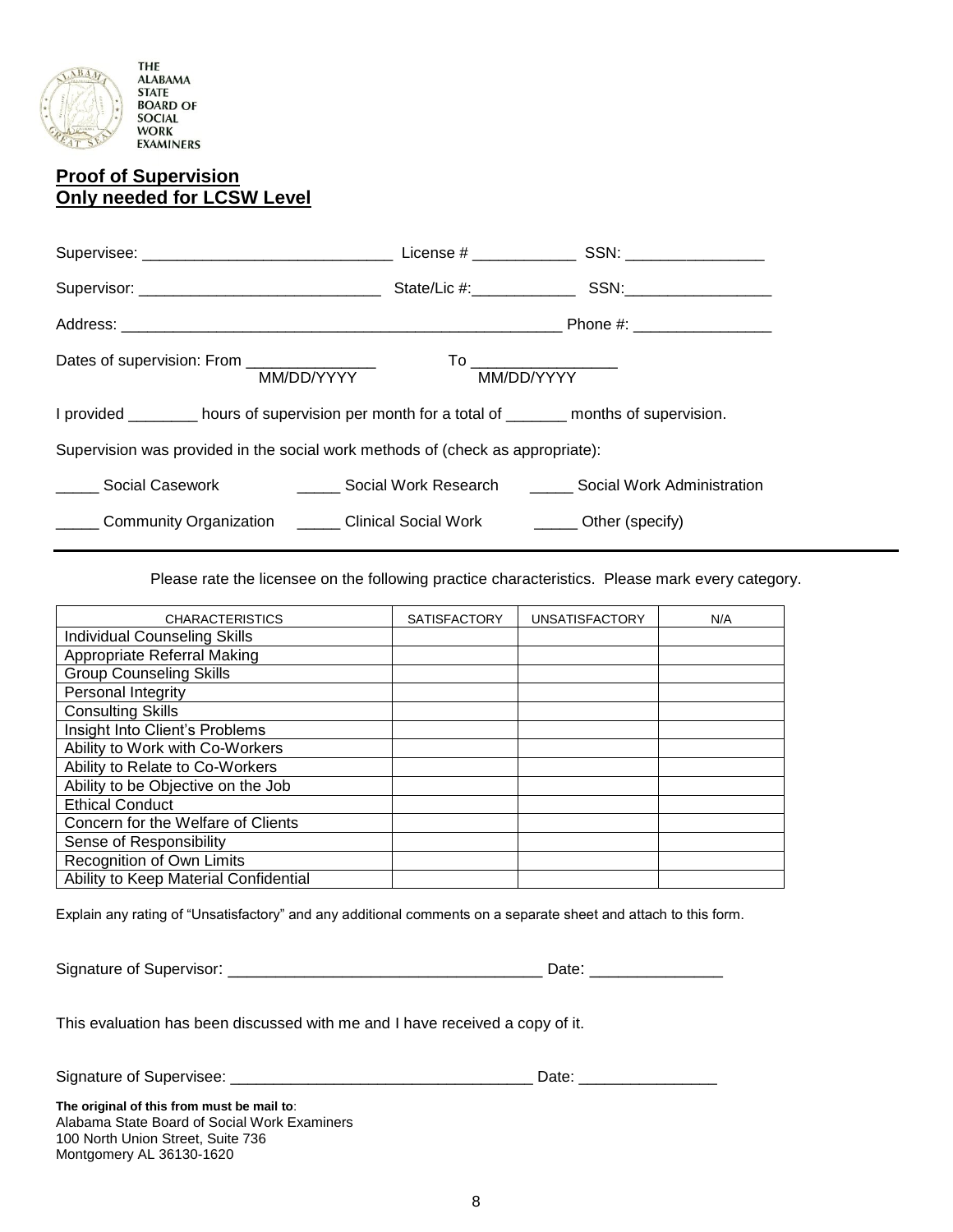THE ALABAMA STATE BOARD OF SOCIAL WORK EXAMINERS

**Proof of Supervision**
**Only needed for LCSW Level**

Supervisee: ____________________________ License # ___________ SSN: _______________

Supervisor: ___________________________ State/Lic #:___________ SSN:________________

Address: __________________________________________________ Phone #: _______________

Dates of supervision: From _______________ To _________________
MM/DD/YYYY MM/DD/YYYY

I provided ________ hours of supervision per month for a total of _______ months of supervision.

Supervision was provided in the social work methods of (check as appropriate):

_____ Social Casework _____ Social Work Research _____ Social Work Administration

_____ Community Organization _____ Clinical Social Work _____ Other (specify)

---

Please rate the licensee on the following practice characteristics. Please mark every category.

| CHARACTERISTICS | SATISFACTORY | UNSATISFACTORY | N/A |
|---|---|---|---|
| Individual Counseling Skills | | | |
| Appropriate Referral Making | | | |
| Group Counseling Skills | | | |
| Personal Integrity | | | |
| Consulting Skills | | | |
| Insight Into Client's Problems | | | |
| Ability to Work with Co-Workers | | | |
| Ability to Relate to Co-Workers | | | |
| Ability to be Objective on the Job | | | |
| Ethical Conduct | | | |
| Concern for the Welfare of Clients | | | |
| Sense of Responsibility | | | |
| Recognition of Own Limits | | | |
| Ability to Keep Material Confidential | | | |

Explain any rating of "Unsatisfactory" and any additional comments on a separate sheet and attach to this form.

Signature of Supervisor: ___________________________________ Date: _______________

This evaluation has been discussed with me and I have received a copy of it.

Signature of Supervisee: __________________________________ Date: ________________

**The original of this from must be mail to**:
Alabama State Board of Social Work Examiners
100 North Union Street, Suite 736
Montgomery AL 36130-1620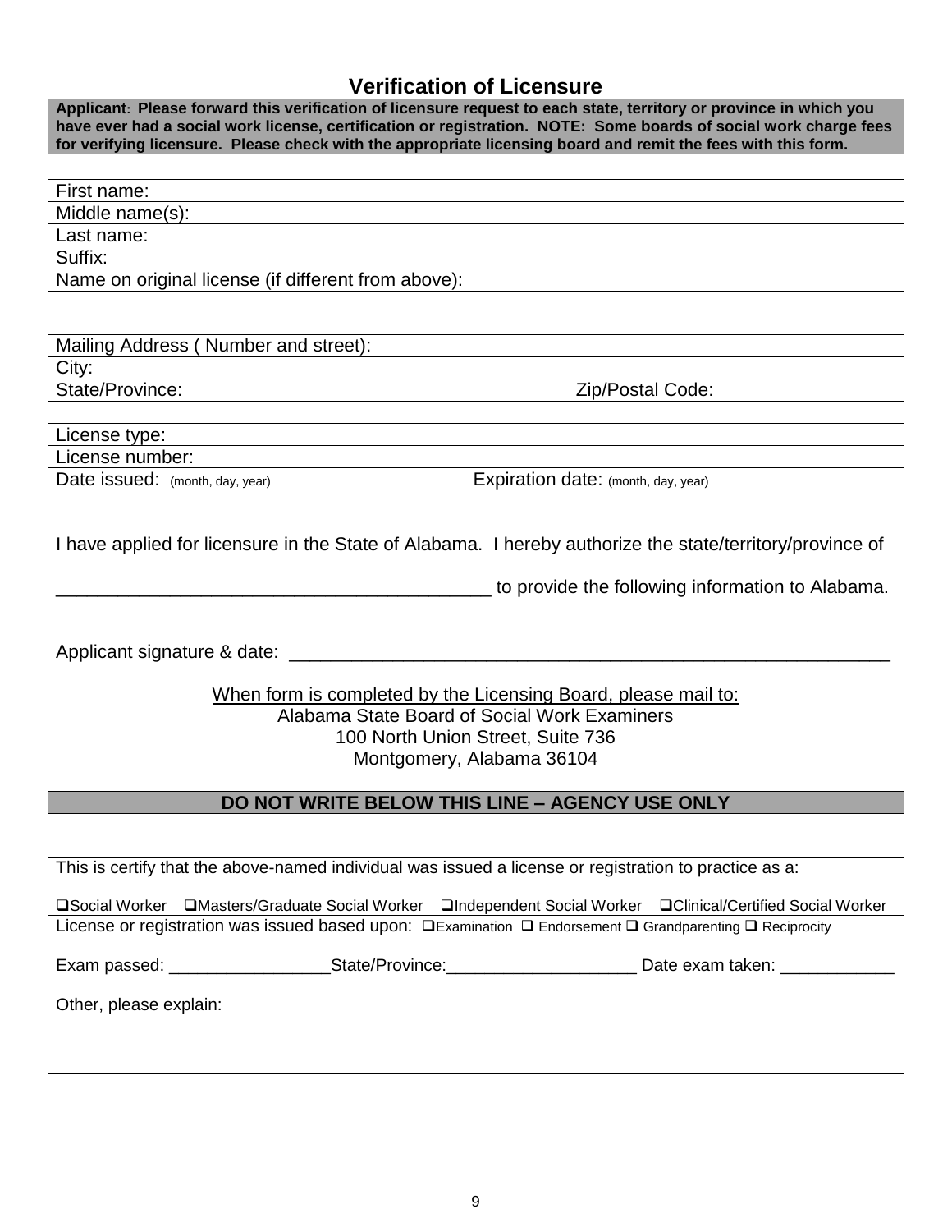# Verification of Licensure

**Applicant: Please forward this verification of licensure request to each state, territory or province in which you have ever had a social work license, certification or registration. NOTE: Some boards of social work charge fees for verifying licensure. Please check with the appropriate licensing board and remit the fees with this form.**

| |
|---|
| First name: |
| Middle name(s): |
| Last name: |
| Suffix: |
| Name on original license (if different from above): |

| | |
|---|---|
| Mailing Address ( Number and street): | |
| City: | |
| State/Province: | Zip/Postal Code: |

| | |
|---|---|
| License type: | |
| License number: | |
| Date issued: (month, day, year) | Expiration date: (month, day, year) |

I have applied for licensure in the State of Alabama. I hereby authorize the state/territory/province of

___________________________________________ to provide the following information to Alabama.

Applicant signature & date: ____________________________________________________________

When form is completed by the Licensing Board, please mail to:
Alabama State Board of Social Work Examiners
100 North Union Street, Suite 736
Montgomery, Alabama 36104

**DO NOT WRITE BELOW THIS LINE – AGENCY USE ONLY**

This is certify that the above-named individual was issued a license or registration to practice as a:

❑Social Worker ❑Masters/Graduate Social Worker ❑Independent Social Worker ❑Clinical/Certified Social Worker

License or registration was issued based upon: ❑Examination ❑ Endorsement ❑ Grandparenting ❑ Reciprocity

Exam passed: ________________State/Province:____________________ Date exam taken: ____________

Other, please explain: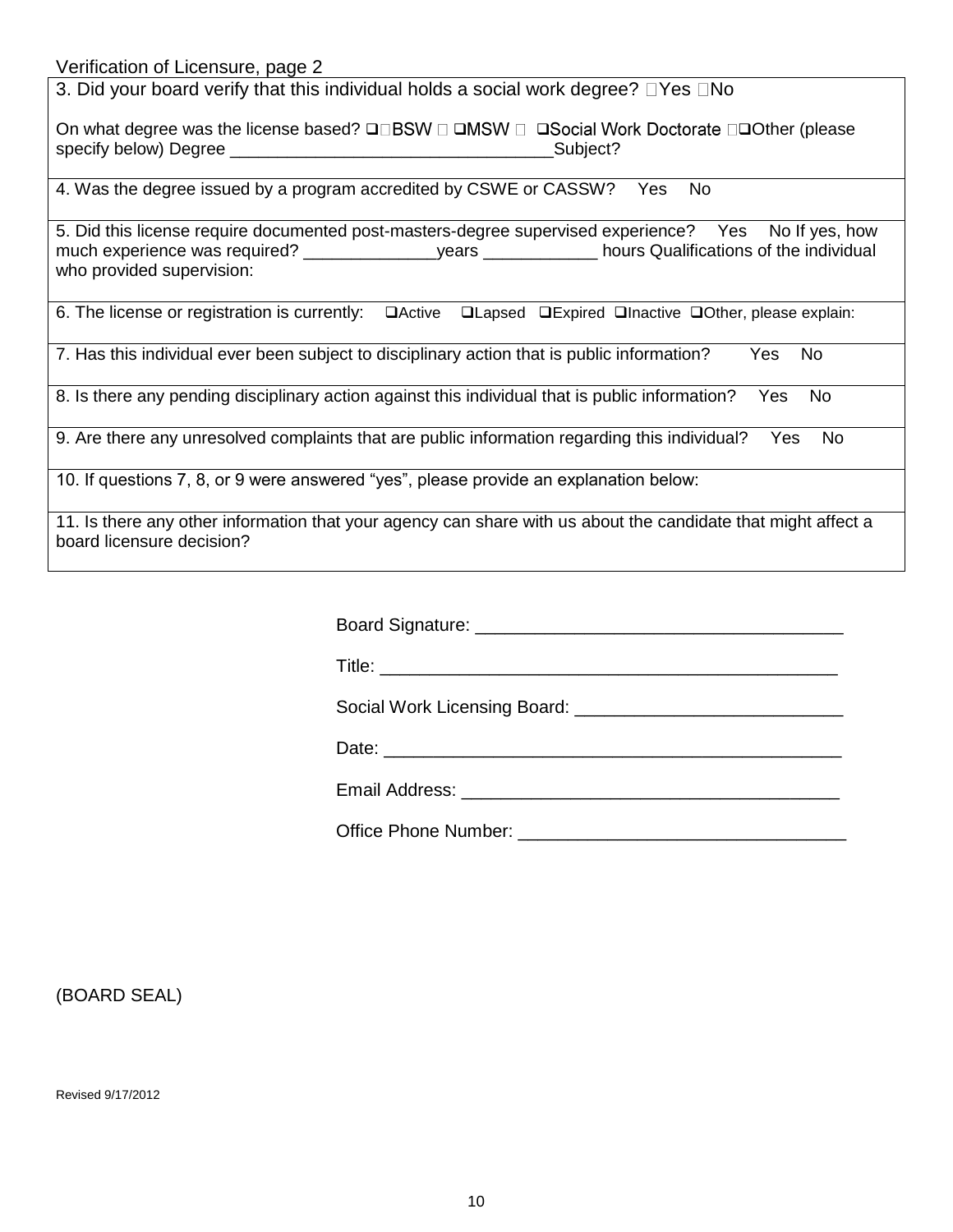Verification of Licensure, page 2

| |
|---|
| 3. Did your board verify that this individual holds a social work degree? □Yes □No<br><br>On what degree was the license based? ❑□BSW □ ❑MSW □ ❑Social Work Doctorate □❑Other (please specify below) Degree _________________________________Subject? |
| 4. Was the degree issued by a program accredited by CSWE or CASSW? Yes No |
| 5. Did this license require documented post-masters-degree supervised experience? Yes No If yes, how much experience was required? ______________years ____________ hours Qualifications of the individual who provided supervision: |
| 6. The license or registration is currently: ❑Active ❑Lapsed ❑Expired ❑Inactive ❑Other, please explain: |
| 7. Has this individual ever been subject to disciplinary action that is public information? Yes No |
| 8. Is there any pending disciplinary action against this individual that is public information? Yes No |
| 9. Are there any unresolved complaints that are public information regarding this individual? Yes No |
| 10. If questions 7, 8, or 9 were answered "yes", please provide an explanation below: |
| 11. Is there any other information that your agency can share with us about the candidate that might affect a board licensure decision? |

Board Signature: _____________________________________

Title: ______________________________________________

Social Work Licensing Board: ___________________________

Date: ______________________________________________

Email Address: ______________________________________

Office Phone Number: ________________________________

(BOARD SEAL)

Revised 9/17/2012